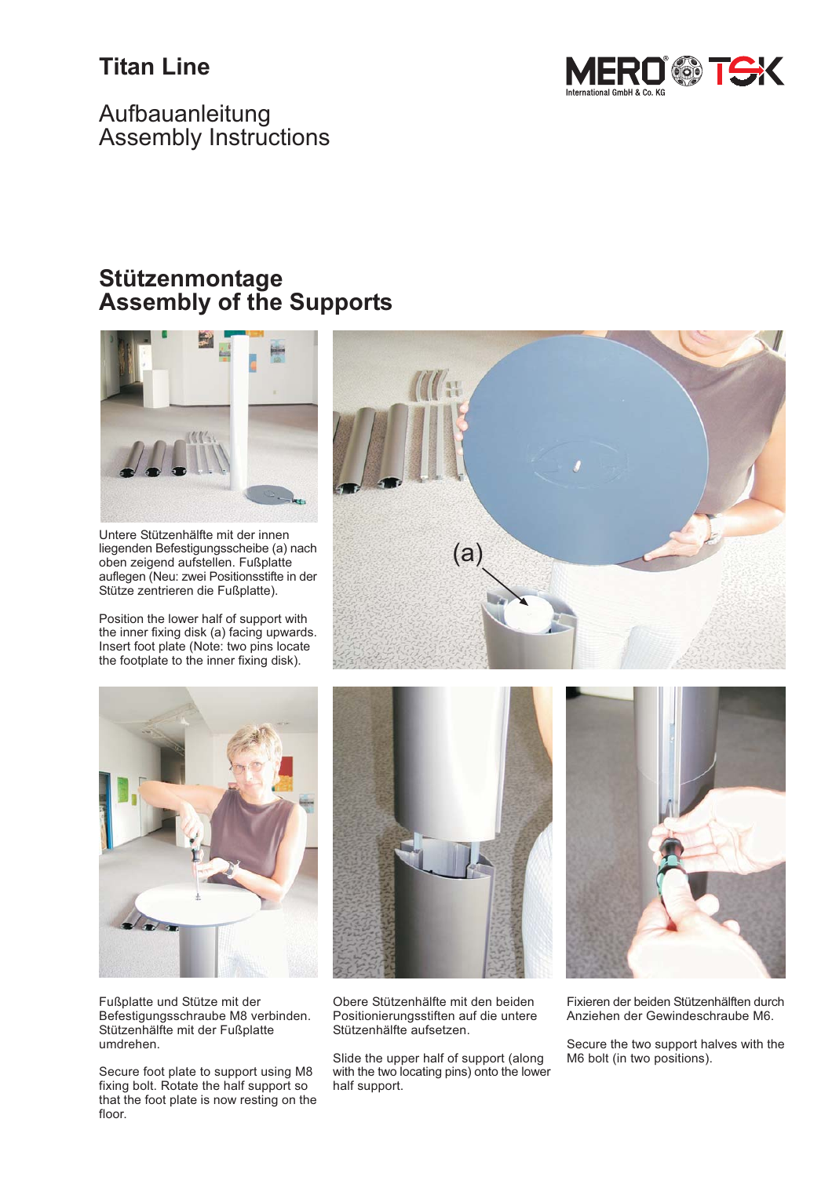# Titan Line

Aufbauanleitung
Assembly Instructions

MERO TSK International GmbH & Co. KG

## Stützenmontage
## Assembly of the Supports

(a)

Untere Stützenhälfte mit der innen liegenden Befestigungsscheibe (a) nach oben zeigend aufstellen. Fußplatte auflegen (Neu: zwei Positionsstifte in der Stütze zentrieren die Fußplatte).

Position the lower half of support with the inner fixing disk (a) facing upwards. Insert foot plate (Note: two pins locate the footplate to the inner fixing disk).

Fußplatte und Stütze mit der Befestigungsschraube M8 verbinden. Stützenhälfte mit der Fußplatte umdrehen.

Secure foot plate to support using M8 fixing bolt. Rotate the half support so that the foot plate is now resting on the floor.

Obere Stützenhälfte mit den beiden Positionierungsstiften auf die untere Stützenhälfte aufsetzen.

Slide the upper half of support (along with the two locating pins) onto the lower half support.

Fixieren der beiden Stützenhälften durch Anziehen der Gewindeschraube M6.

Secure the two support halves with the M6 bolt (in two positions).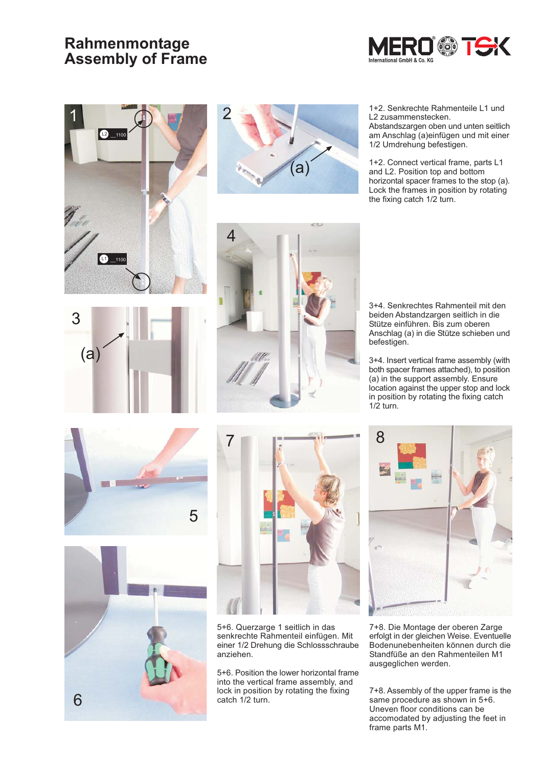# Rahmenmontage
# Assembly of Frame

MERO TSK International GmbH & Co. KG

1+2. Senkrechte Rahmenteile L1 und L2 zusammenstecken. Abstandszargen oben und unten seitlich am Anschlag (a)einfügen und mit einer 1/2 Umdrehung befestigen.

1+2. Connect vertical frame, parts L1 and L2. Position top and bottom horizontal spacer frames to the stop (a). Lock the frames in position by rotating the fixing catch 1/2 turn.

3+4. Senkrechtes Rahmenteil mit den beiden Abstandzargen seitlich in die Stütze einführen. Bis zum oberen Anschlag (a) in die Stütze schieben und befestigen.

3+4. Insert vertical frame assembly (with both spacer frames attached), to position (a) in the support assembly. Ensure location against the upper stop and lock in position by rotating the fixing catch 1/2 turn.

5+6. Querzarge 1 seitlich in das senkrechte Rahmenteil einfügen. Mit einer 1/2 Drehung die Schlossschraube anziehen.

5+6. Position the lower horizontal frame into the vertical frame assembly, and lock in position by rotating the fixing catch 1/2 turn.

7+8. Die Montage der oberen Zarge erfolgt in der gleichen Weise. Eventuelle Bodenunebenheiten können durch die Standfüße an den Rahmenteilen M1 ausgeglichen werden.

7+8. Assembly of the upper frame is the same procedure as shown in 5+6. Uneven floor conditions can be accomodated by adjusting the feet in frame parts M1.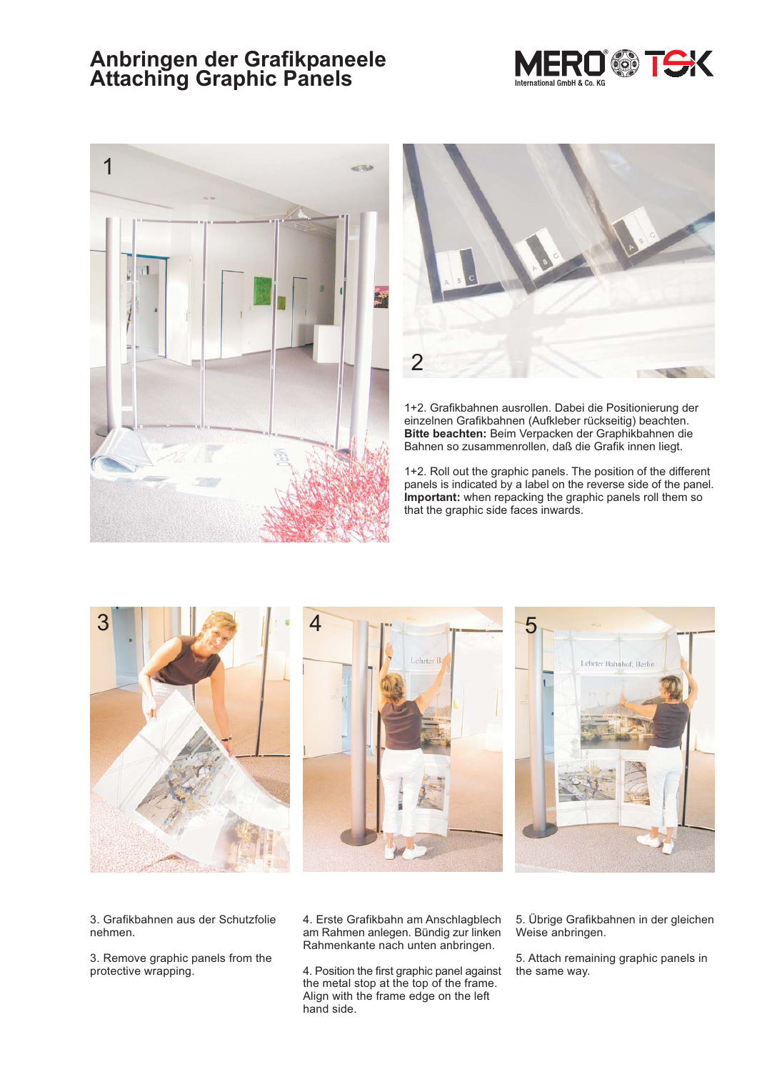# Anbringen der Grafikpaneele
# Attaching Graphic Panels

1+2. Grafikbahnen ausrollen. Dabei die Positionierung der einzelnen Grafikbahnen (Aufkleber rückseitig) beachten. **Bitte beachten:** Beim Verpacken der Graphikbahnen die Bahnen so zusammenrollen, daß die Grafik innen liegt.

1+2. Roll out the graphic panels. The position of the different panels is indicated by a label on the reverse side of the panel. **Important:** when repacking the graphic panels roll them so that the graphic side faces inwards.

3. Grafikbahnen aus der Schutzfolie nehmen.

3. Remove graphic panels from the protective wrapping.

4. Erste Grafikbahn am Anschlagblech am Rahmen anlegen. Bündig zur linken Rahmenkante nach unten anbringen.

4. Position the first graphic panel against the metal stop at the top of the frame. Align with the frame edge on the left hand side.

5. Übrige Grafikbahnen in der gleichen Weise anbringen.

5. Attach remaining graphic panels in the same way.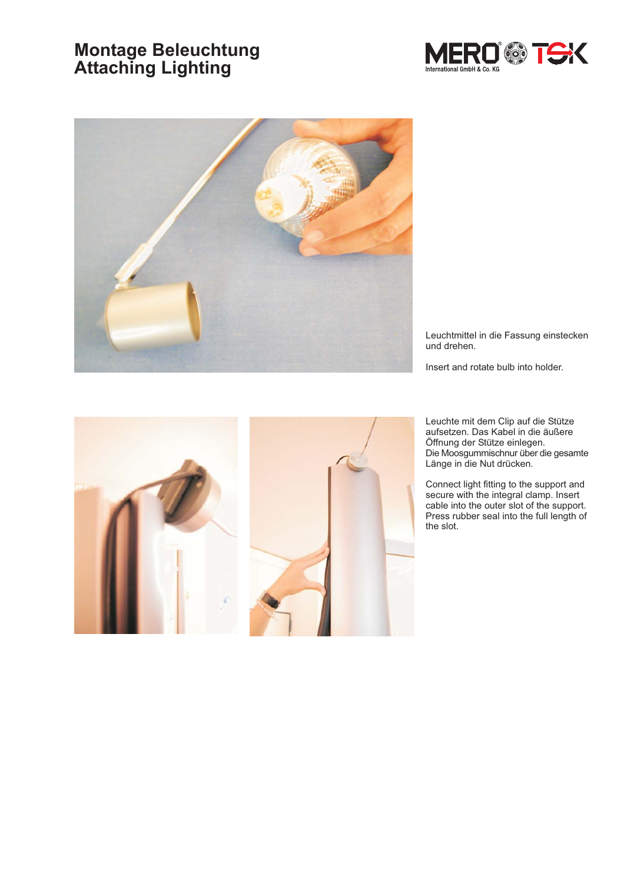# Montage Beleuchtung
# Attaching Lighting

Leuchtmittel in die Fassung einstecken und drehen.

Insert and rotate bulb into holder.

Leuchte mit dem Clip auf die Stütze aufsetzen. Das Kabel in die äußere Öffnung der Stütze einlegen.
Die Moosgummischnur über die gesamte Länge in die Nut drücken.

Connect light fitting to the support and secure with the integral clamp. Insert cable into the outer slot of the support. Press rubber seal into the full length of the slot.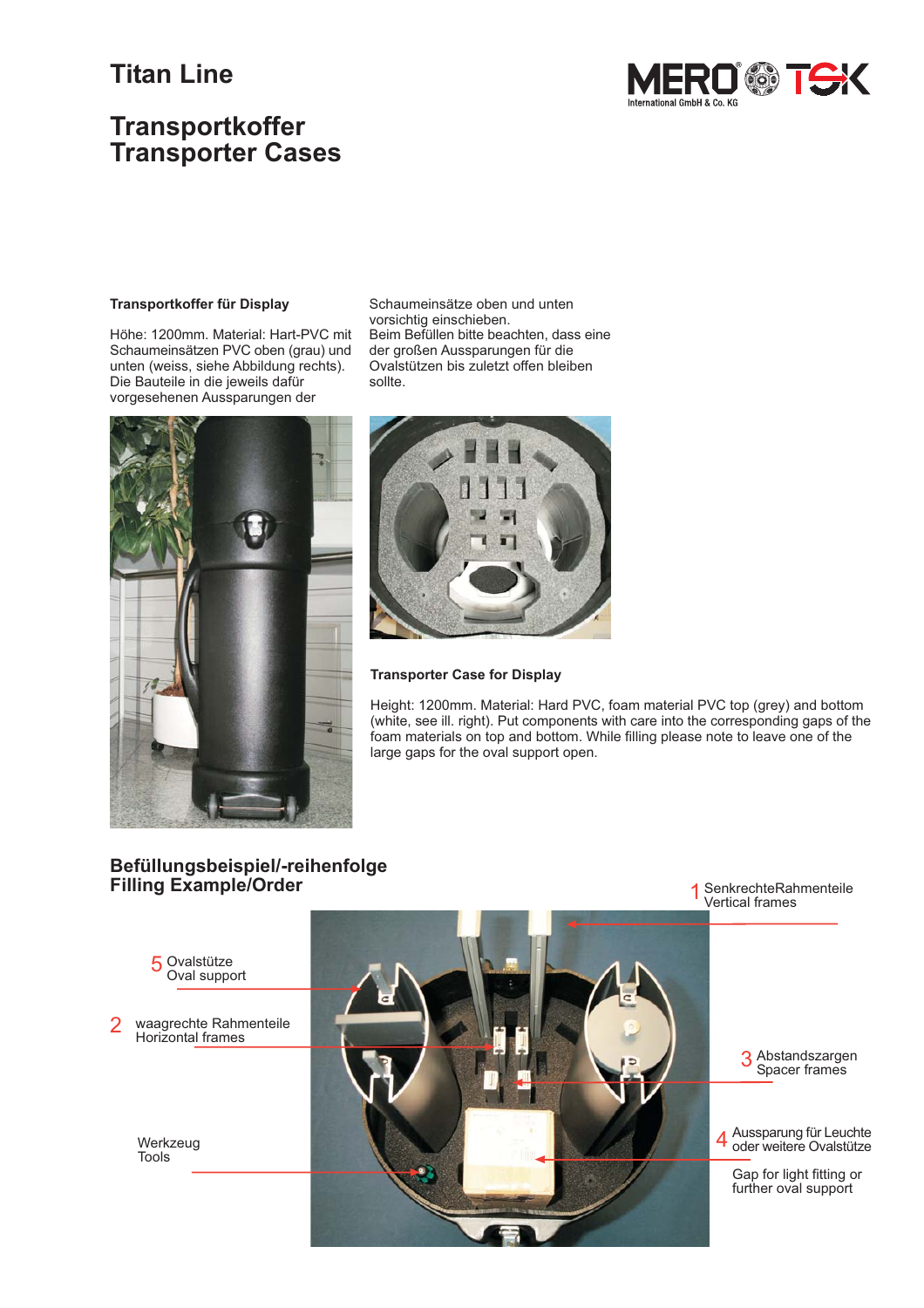# Titan Line

## Transportkoffer
## Transporter Cases

**Transportkoffer für Display**

Höhe: 1200mm. Material: Hart-PVC mit Schaumeinsätzen PVC oben (grau) und unten (weiss, siehe Abbildung rechts). Die Bauteile in die jeweils dafür vorgesehenen Aussparungen der Schaumeinsätze oben und unten vorsichtig einschieben.
Beim Befüllen bitte beachten, dass eine der großen Aussparungen für die Ovalstützen bis zuletzt offen bleiben sollte.

**Transporter Case for Display**

Height: 1200mm. Material: Hard PVC, foam material PVC top (grey) and bottom (white, see ill. right). Put components with care into the corresponding gaps of the foam materials on top and bottom. While filling please note to leave one of the large gaps for the oval support open.

## Befüllungsbeispiel/-reihenfolge
## Filling Example/Order

1 SenkrechteRahmenteile
Vertical frames

2 waagrechte Rahmenteile
Horizontal frames

3 Abstandszargen
Spacer frames

4 Aussparung für Leuchte oder weitere Ovalstütze
Gap for light fitting or further oval support

5 Ovalstütze
Oval support

Werkzeug
Tools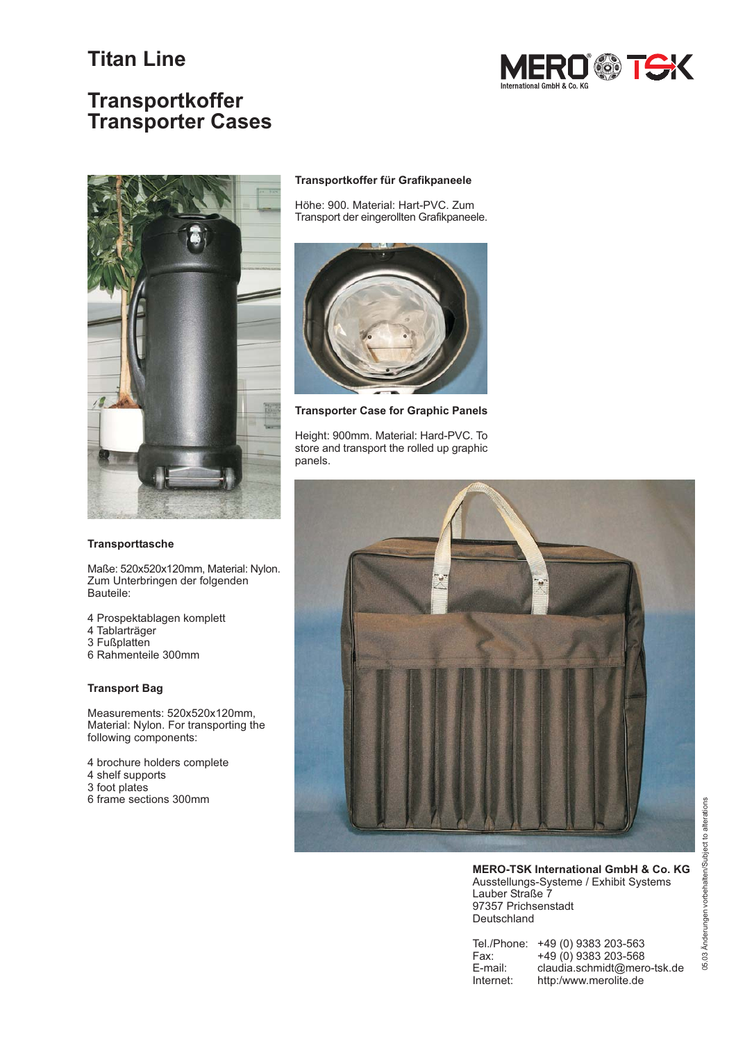# Titan Line

# Transportkoffer
# Transporter Cases

**Transportkoffer für Grafikpaneele**

Höhe: 900. Material: Hart-PVC. Zum Transport der eingerollten Grafikpaneele.

**Transporter Case for Graphic Panels**

Height: 900mm. Material: Hard-PVC. To store and transport the rolled up graphic panels.

**Transporttasche**

Maße: 520x520x120mm, Material: Nylon. Zum Unterbringen der folgenden Bauteile:

4 Prospektablagen komplett
4 Tablarträger
3 Fußplatten
6 Rahmenteile 300mm

**Transport Bag**

Measurements: 520x520x120mm, Material: Nylon. For transporting the following components:

4 brochure holders complete
4 shelf supports
3 foot plates
6 frame sections 300mm

**MERO-TSK International GmbH & Co. KG**
Ausstellungs-Systeme / Exhibit Systems
Lauber Straße 7
97357 Prichsenstadt
Deutschland

| | |
|---|---|
| Tel./Phone: | +49 (0) 9383 203-563 |
| Fax: | +49 (0) 9383 203-568 |
| E-mail: | claudia.schmidt@mero-tsk.de |
| Internet: | http:/www.merolite.de |

05.03 Änderungen vorbehalten/Subject to alterations